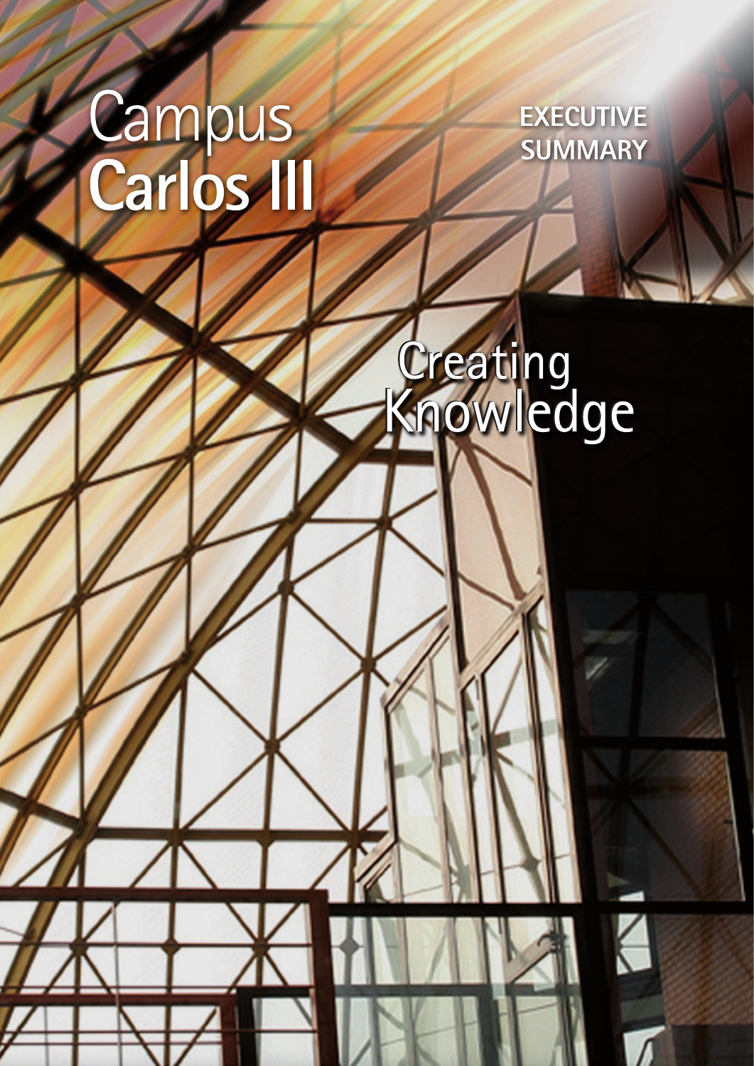# Campus Carlos III

**EXECUTIVE SUMMARY**

## Creating Knowledge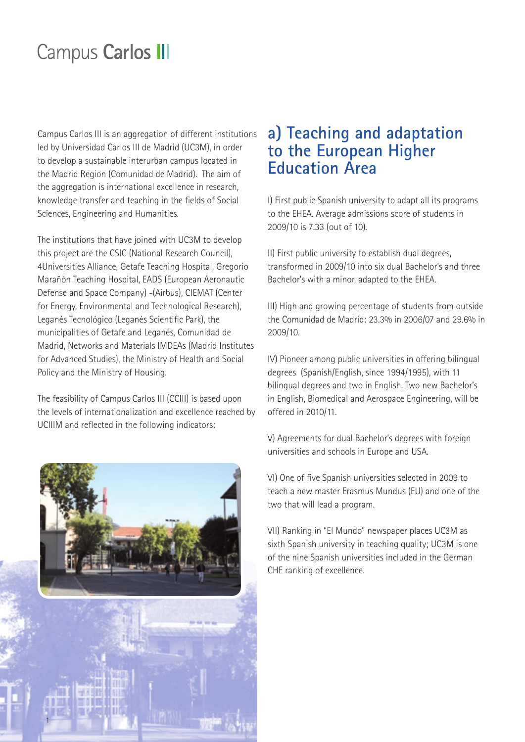# Campus Carlos III

Campus Carlos III is an aggregation of different institutions led by Universidad Carlos III de Madrid (UC3M), in order to develop a sustainable interurban campus located in the Madrid Region (Comunidad de Madrid). The aim of the aggregation is international excellence in research, knowledge transfer and teaching in the fields of Social Sciences, Engineering and Humanities.

The institutions that have joined with UC3M to develop this project are the CSIC (National Research Council), 4Universities Alliance, Getafe Teaching Hospital, Gregorio Marañón Teaching Hospital, EADS (European Aeronautic Defense and Space Company) -(Airbus), CIEMAT (Center for Energy, Environmental and Technological Research), Leganés Tecnológico (Leganés Scientific Park), the municipalities of Getafe and Leganés, Comunidad de Madrid, Networks and Materials IMDEAs (Madrid Institutes for Advanced Studies), the Ministry of Health and Social Policy and the Ministry of Housing.

The feasibility of Campus Carlos III (CCIII) is based upon the levels of internationalization and excellence reached by UCIIIM and reflected in the following indicators:

## a) Teaching and adaptation to the European Higher Education Area

I) First public Spanish university to adapt all its programs to the EHEA. Average admissions score of students in 2009/10 is 7.33 (out of 10).

II) First public university to establish dual degrees, transformed in 2009/10 into six dual Bachelor's and three Bachelor's with a minor, adapted to the EHEA.

III) High and growing percentage of students from outside the Comunidad de Madrid: 23.3% in 2006/07 and 29.6% in 2009/10.

IV) Pioneer among public universities in offering bilingual degrees (Spanish/English, since 1994/1995), with 11 bilingual degrees and two in English. Two new Bachelor's in English, Biomedical and Aerospace Engineering, will be offered in 2010/11.

V) Agreements for dual Bachelor's degrees with foreign universities and schools in Europe and USA.

VI) One of five Spanish universities selected in 2009 to teach a new master Erasmus Mundus (EU) and one of the two that will lead a program.

VII) Ranking in "El Mundo" newspaper places UC3M as sixth Spanish university in teaching quality; UC3M is one of the nine Spanish universities included in the German CHE ranking of excellence.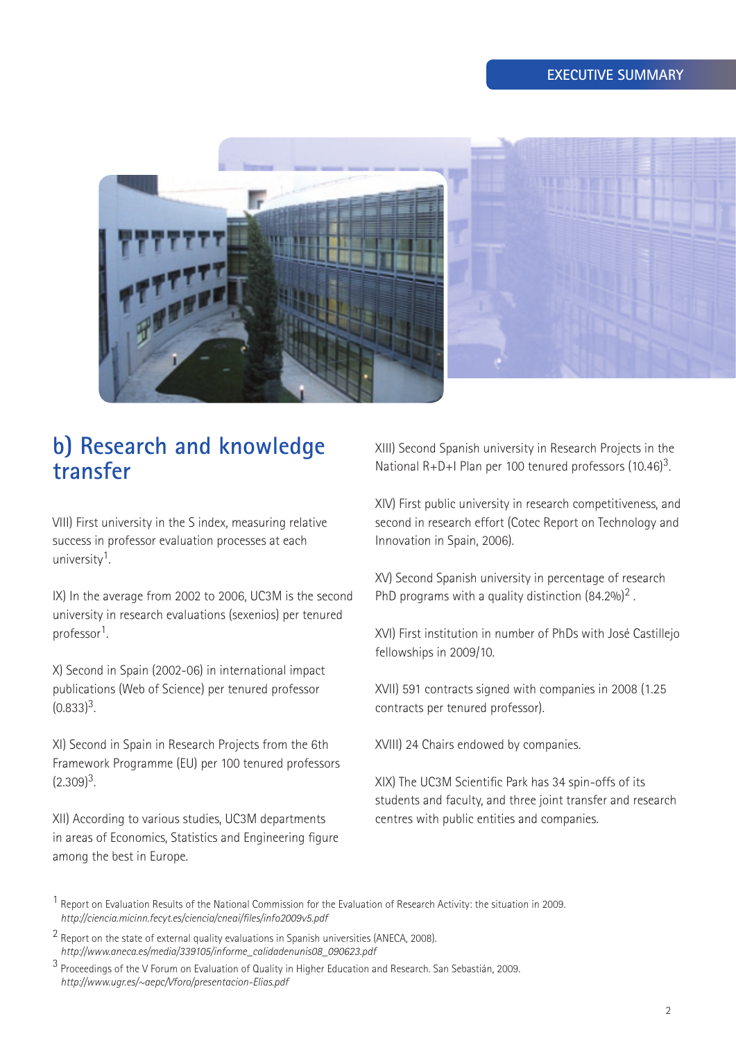## b) Research and knowledge transfer

VIII) First university in the S index, measuring relative success in professor evaluation processes at each university[1].

IX) In the average from 2002 to 2006, UC3M is the second university in research evaluations (sexenios) per tenured professor[1].

X) Second in Spain (2002-06) in international impact publications (Web of Science) per tenured professor (0.833)[3].

XI) Second in Spain in Research Projects from the 6th Framework Programme (EU) per 100 tenured professors (2.309)[3].

XII) According to various studies, UC3M departments in areas of Economics, Statistics and Engineering figure among the best in Europe.

XIII) Second Spanish university in Research Projects in the National R+D+I Plan per 100 tenured professors (10.46)[3].

XIV) First public university in research competitiveness, and second in research effort (Cotec Report on Technology and Innovation in Spain, 2006).

XV) Second Spanish university in percentage of research PhD programs with a quality distinction (84.2%)[2] .

XVI) First institution in number of PhDs with José Castillejo fellowships in 2009/10.

XVII) 591 contracts signed with companies in 2008 (1.25 contracts per tenured professor).

XVIII) 24 Chairs endowed by companies.

XIX) The UC3M Scientific Park has 34 spin-offs of its students and faculty, and three joint transfer and research centres with public entities and companies.

[1] Report on Evaluation Results of the National Commission for the Evaluation of Research Activity: the situation in 2009.
*http://ciencia.micinn.fecyt.es/ciencia/cneai/files/info2009v5.pdf*

[2] Report on the state of external quality evaluations in Spanish universities (ANECA, 2008).
*http://www.aneca.es/media/339105/informe_calidadenunis08_090623.pdf*

[3] Proceedings of the V Forum on Evaluation of Quality in Higher Education and Research. San Sebastián, 2009.
*http://www.ugr.es/~aepc/Vforo/presentacion-Elias.pdf*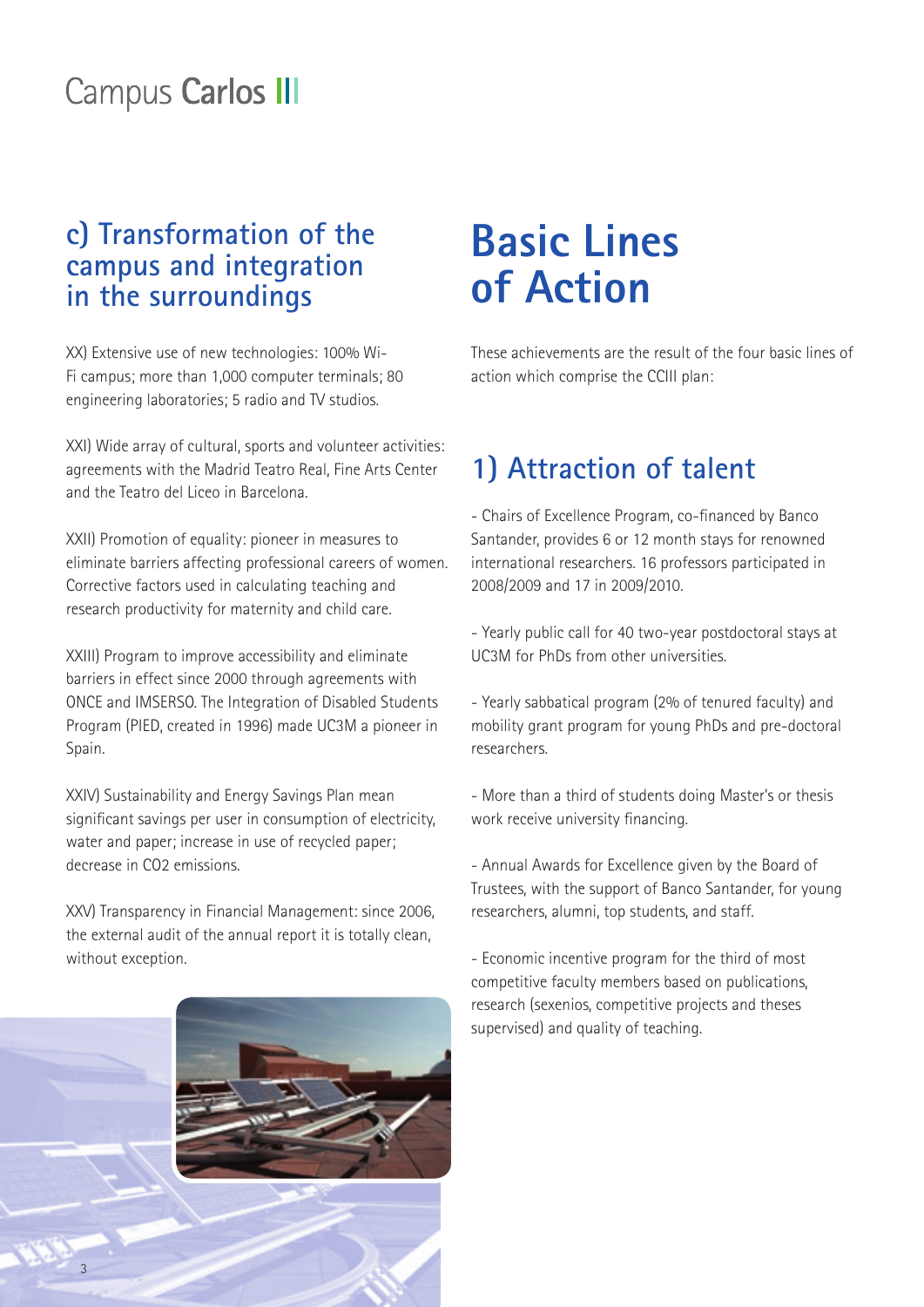## c) Transformation of the campus and integration in the surroundings

XX) Extensive use of new technologies: 100% Wi-Fi campus; more than 1,000 computer terminals; 80 engineering laboratories; 5 radio and TV studios.

XXI) Wide array of cultural, sports and volunteer activities: agreements with the Madrid Teatro Real, Fine Arts Center and the Teatro del Liceo in Barcelona.

XXII) Promotion of equality: pioneer in measures to eliminate barriers affecting professional careers of women. Corrective factors used in calculating teaching and research productivity for maternity and child care.

XXIII) Program to improve accessibility and eliminate barriers in effect since 2000 through agreements with ONCE and IMSERSO. The Integration of Disabled Students Program (PIED, created in 1996) made UC3M a pioneer in Spain.

XXIV) Sustainability and Energy Savings Plan mean significant savings per user in consumption of electricity, water and paper; increase in use of recycled paper; decrease in $CO_2$ emissions.

XXV) Transparency in Financial Management: since 2006, the external audit of the annual report it is totally clean, without exception.

# Basic Lines of Action

These achievements are the result of the four basic lines of action which comprise the CCIII plan:

## 1) Attraction of talent

- Chairs of Excellence Program, co-financed by Banco Santander, provides 6 or 12 month stays for renowned international researchers. 16 professors participated in 2008/2009 and 17 in 2009/2010.

- Yearly public call for 40 two-year postdoctoral stays at UC3M for PhDs from other universities.

- Yearly sabbatical program (2% of tenured faculty) and mobility grant program for young PhDs and pre-doctoral researchers.

- More than a third of students doing Master's or thesis work receive university financing.

- Annual Awards for Excellence given by the Board of Trustees, with the support of Banco Santander, for young researchers, alumni, top students, and staff.

- Economic incentive program for the third of most competitive faculty members based on publications, research (sexenios, competitive projects and theses supervised) and quality of teaching.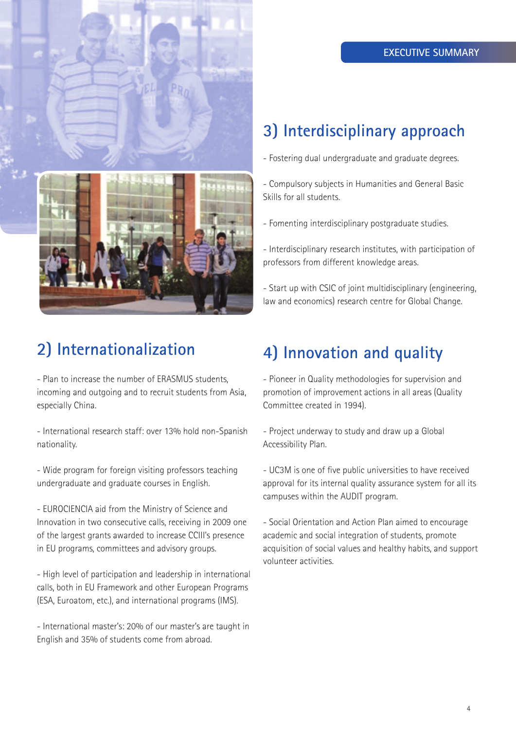## 3) Interdisciplinary approach

- Fostering dual undergraduate and graduate degrees.

- Compulsory subjects in Humanities and General Basic Skills for all students.

- Fomenting interdisciplinary postgraduate studies.

- Interdisciplinary research institutes, with participation of professors from different knowledge areas.

- Start up with CSIC of joint multidisciplinary (engineering, law and economics) research centre for Global Change.

## 2) Internationalization

- Plan to increase the number of ERASMUS students, incoming and outgoing and to recruit students from Asia, especially China.

- International research staff: over 13% hold non-Spanish nationality.

- Wide program for foreign visiting professors teaching undergraduate and graduate courses in English.

- EUROCIENCIA aid from the Ministry of Science and Innovation in two consecutive calls, receiving in 2009 one of the largest grants awarded to increase CCIII's presence in EU programs, committees and advisory groups.

- High level of participation and leadership in international calls, both in EU Framework and other European Programs (ESA, Euroatom, etc.), and international programs (IMS).

- International master's: 20% of our master's are taught in English and 35% of students come from abroad.

## 4) Innovation and quality

- Pioneer in Quality methodologies for supervision and promotion of improvement actions in all areas (Quality Committee created in 1994).

- Project underway to study and draw up a Global Accessibility Plan.

- UC3M is one of five public universities to have received approval for its internal quality assurance system for all its campuses within the AUDIT program.

- Social Orientation and Action Plan aimed to encourage academic and social integration of students, promote acquisition of social values and healthy habits, and support volunteer activities.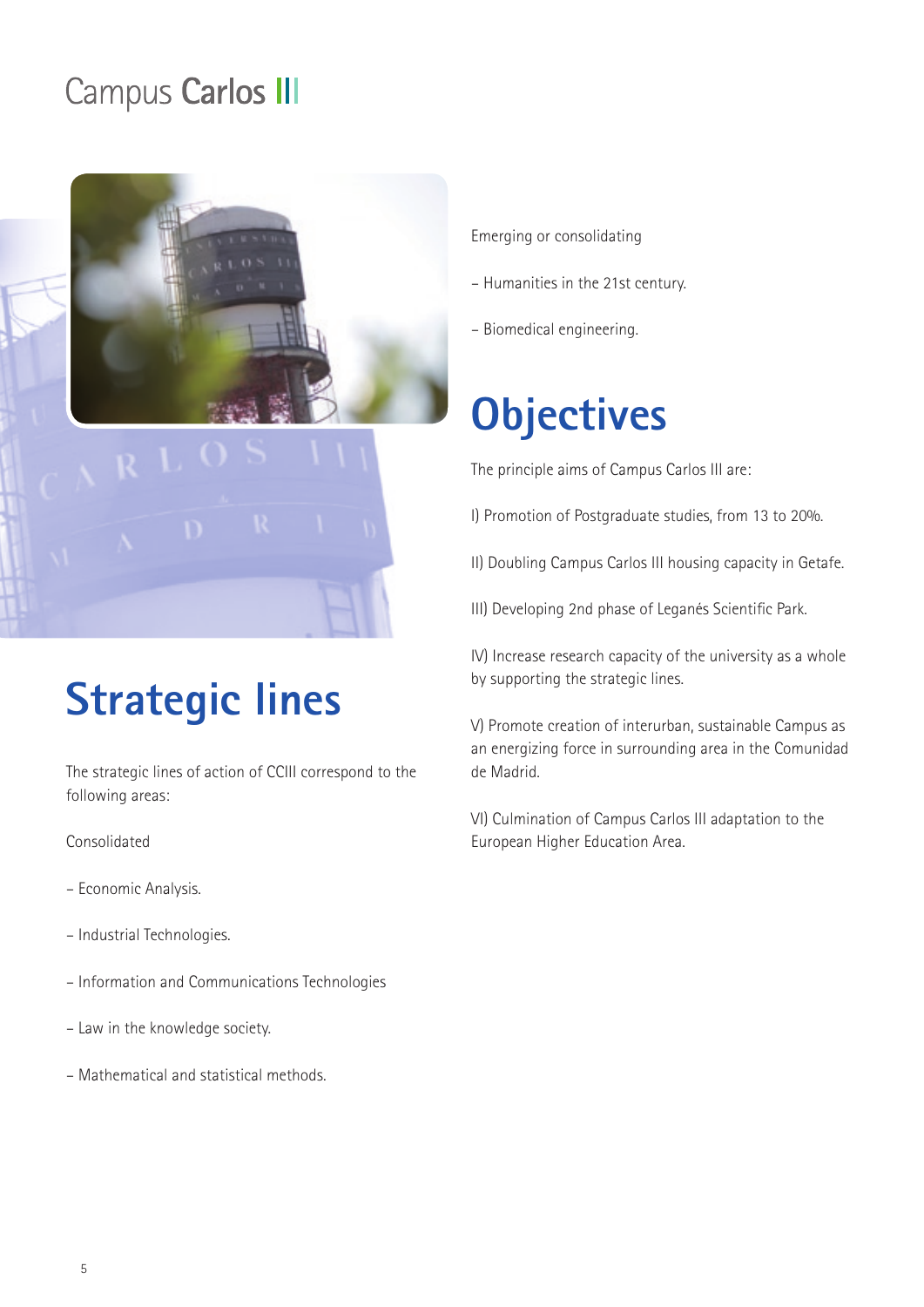# Campus Carlos III

## Strategic lines

The strategic lines of action of CCIII correspond to the following areas:

Consolidated

- Economic Analysis.
- Industrial Technologies.
- Information and Communications Technologies
- Law in the knowledge society.
- Mathematical and statistical methods.

Emerging or consolidating

- Humanities in the 21st century.
- Biomedical engineering.

## Objectives

The principle aims of Campus Carlos III are:

I) Promotion of Postgraduate studies, from 13 to 20%.

II) Doubling Campus Carlos III housing capacity in Getafe.

III) Developing 2nd phase of Leganés Scientific Park.

IV) Increase research capacity of the university as a whole by supporting the strategic lines.

V) Promote creation of interurban, sustainable Campus as an energizing force in surrounding area in the Comunidad de Madrid.

VI) Culmination of Campus Carlos III adaptation to the European Higher Education Area.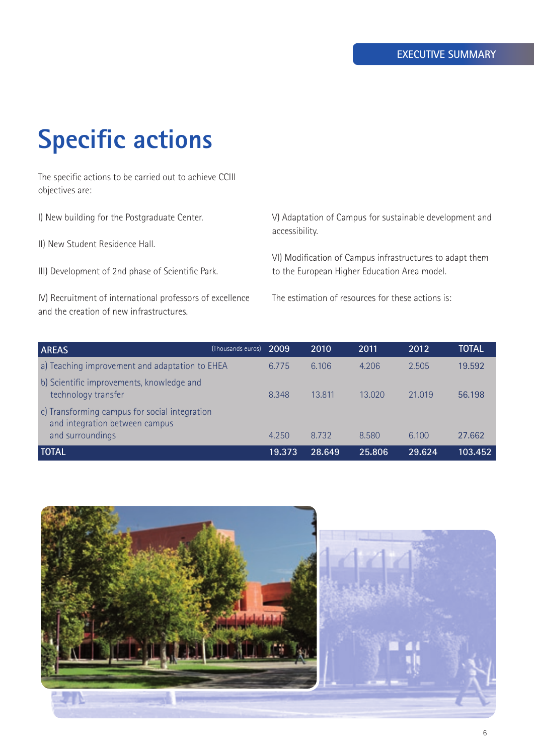# Specific actions

The specific actions to be carried out to achieve CCIII objectives are:

I) New building for the Postgraduate Center.

II) New Student Residence Hall.

III) Development of 2nd phase of Scientific Park.

IV) Recruitment of international professors of excellence and the creation of new infrastructures.

V) Adaptation of Campus for sustainable development and accessibility.

VI) Modification of Campus infrastructures to adapt them to the European Higher Education Area model.

The estimation of resources for these actions is:

| AREAS (Thousands euros) | 2009 | 2010 | 2011 | 2012 | TOTAL |
|---|---|---|---|---|---|
| a) Teaching improvement and adaptation to EHEA | 6.775 | 6.106 | 4.206 | 2.505 | 19.592 |
| b) Scientific improvements, knowledge and technology transfer | 8.348 | 13.811 | 13.020 | 21.019 | 56.198 |
| c) Transforming campus for social integration and integration between campus and surroundings | 4.250 | 8.732 | 8.580 | 6.100 | 27.662 |
| TOTAL | 19.373 | 28.649 | 25.806 | 29.624 | 103.452 |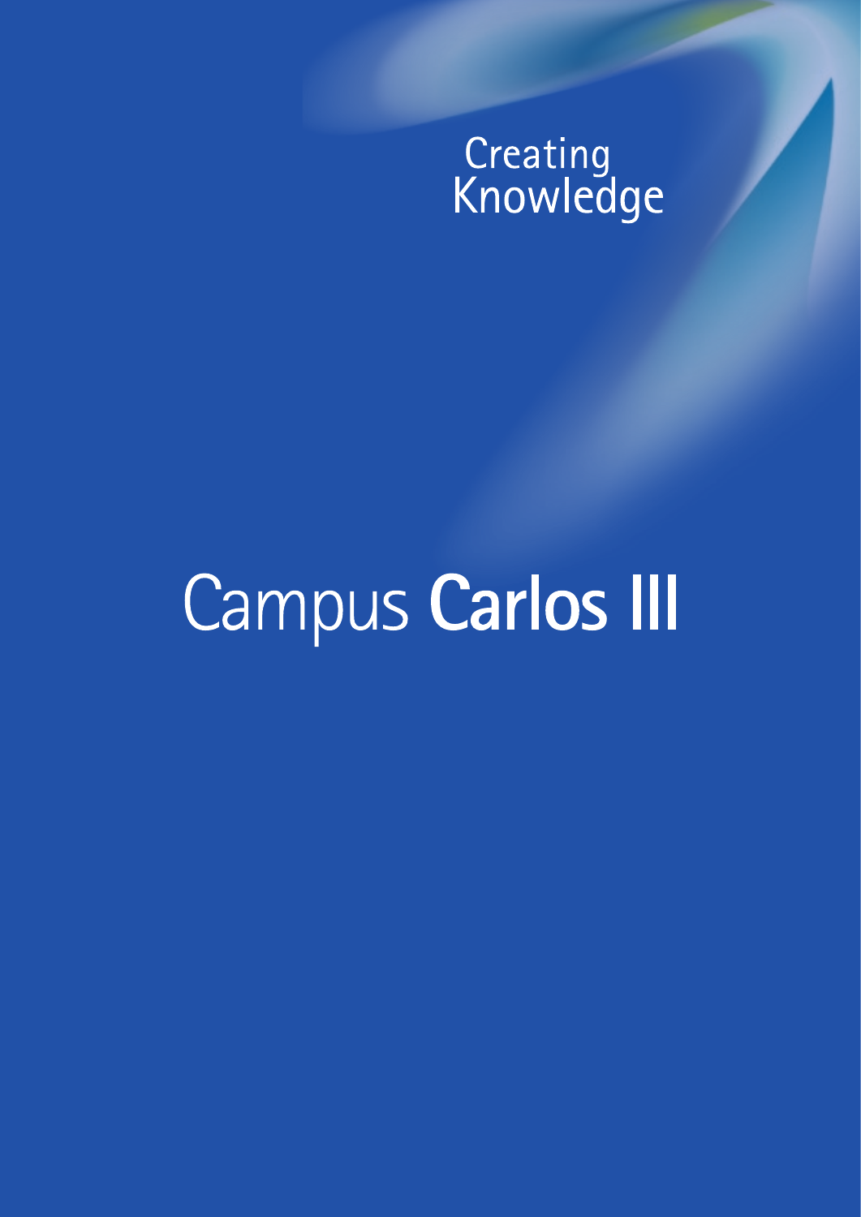Creating
Knowledge

# Campus **Carlos III**